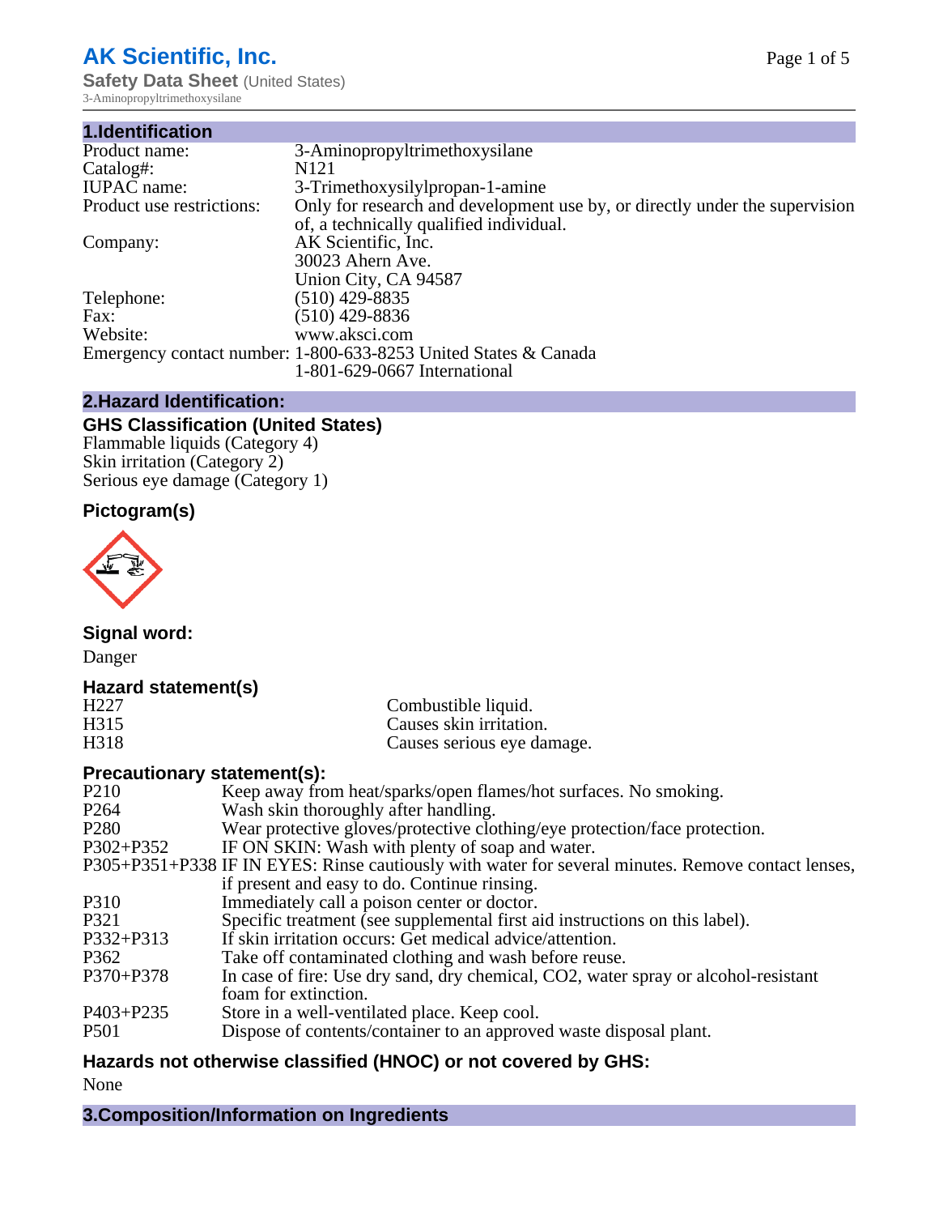# AK Scientific, Inc.

**Safety Data Sheet** (United States)

3-Aminopropyltrimethoxysilane

## 1.Identification

| | |
|---|---|
| Product name: | 3-Aminopropyltrimethoxysilane |
| Catalog#: | N121 |
| IUPAC name: | 3-Trimethoxysilylpropan-1-amine |
| Product use restrictions: | Only for research and development use by, or directly under the supervision of, a technically qualified individual. |
| Company: | AK Scientific, Inc.<br>30023 Ahern Ave.<br>Union City, CA 94587 |
| Telephone: | (510) 429-8835 |
| Fax: | (510) 429-8836 |
| Website: | www.aksci.com |
| Emergency contact number: | 1-800-633-8253 United States & Canada<br>1-801-629-0667 International |

## 2.Hazard Identification:

### GHS Classification (United States)

Flammable liquids (Category 4)
Skin irritation (Category 2)
Serious eye damage (Category 1)

### Pictogram(s)

### Signal word:

Danger

### Hazard statement(s)

| | |
|---|---|
| H227 | Combustible liquid. |
| H315 | Causes skin irritation. |
| H318 | Causes serious eye damage. |

### Precautionary statement(s):

| | |
|---|---|
| P210 | Keep away from heat/sparks/open flames/hot surfaces. No smoking. |
| P264 | Wash skin thoroughly after handling. |
| P280 | Wear protective gloves/protective clothing/eye protection/face protection. |
| P302+P352 | IF ON SKIN: Wash with plenty of soap and water. |
| P305+P351+P338 | IF IN EYES: Rinse cautiously with water for several minutes. Remove contact lenses, if present and easy to do. Continue rinsing. |
| P310 | Immediately call a poison center or doctor. |
| P321 | Specific treatment (see supplemental first aid instructions on this label). |
| P332+P313 | If skin irritation occurs: Get medical advice/attention. |
| P362 | Take off contaminated clothing and wash before reuse. |
| P370+P378 | In case of fire: Use dry sand, dry chemical, CO2, water spray or alcohol-resistant foam for extinction. |
| P403+P235 | Store in a well-ventilated place. Keep cool. |
| P501 | Dispose of contents/container to an approved waste disposal plant. |

### Hazards not otherwise classified (HNOC) or not covered by GHS:

None

## 3.Composition/Information on Ingredients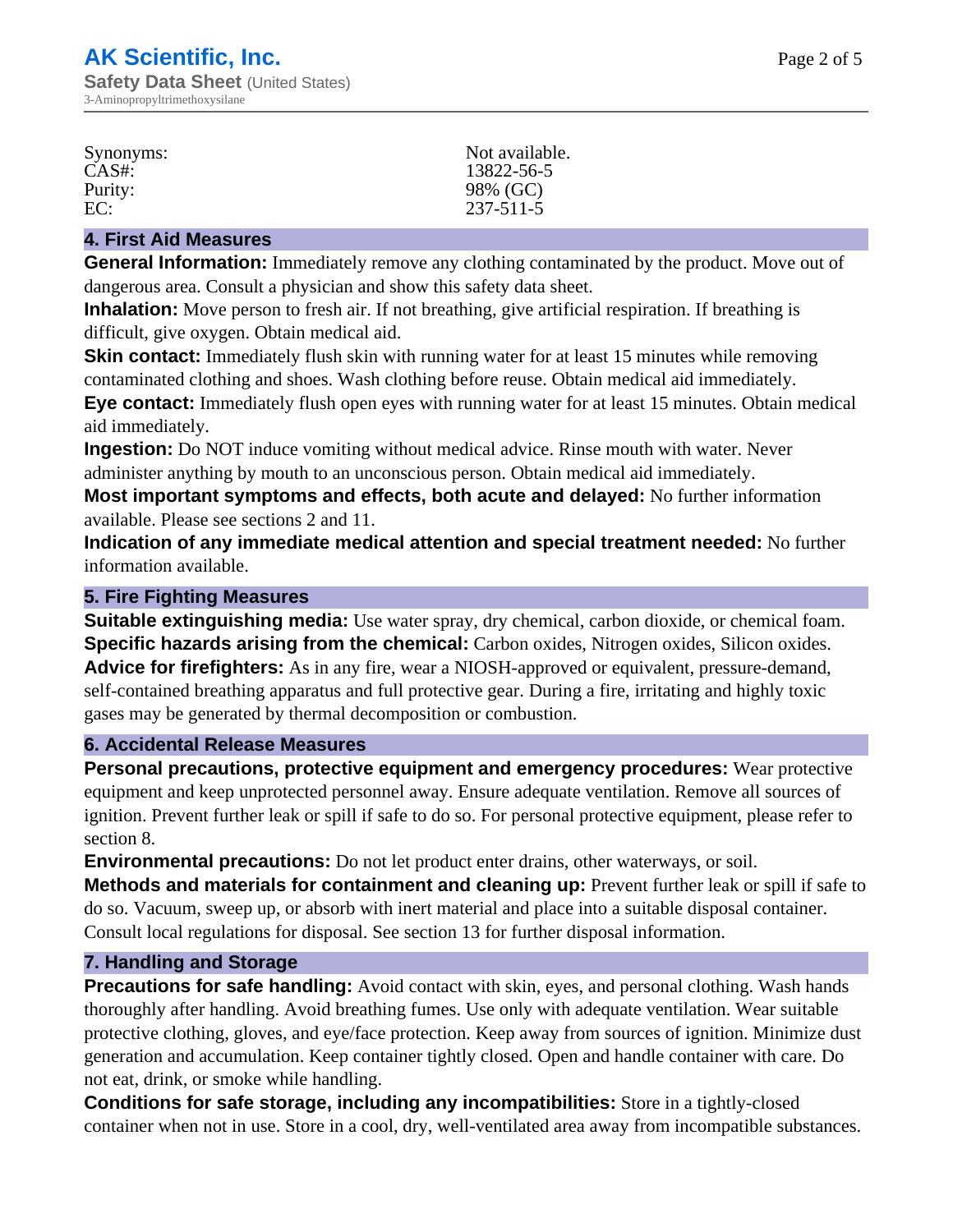| | |
|---|---|
| Synonyms: | Not available. |
| CAS#: | 13822-56-5 |
| Purity: | 98% (GC) |
| EC: | 237-511-5 |

## 4. First Aid Measures

**General Information:** Immediately remove any clothing contaminated by the product. Move out of dangerous area. Consult a physician and show this safety data sheet.
**Inhalation:** Move person to fresh air. If not breathing, give artificial respiration. If breathing is difficult, give oxygen. Obtain medical aid.
**Skin contact:** Immediately flush skin with running water for at least 15 minutes while removing contaminated clothing and shoes. Wash clothing before reuse. Obtain medical aid immediately.
**Eye contact:** Immediately flush open eyes with running water for at least 15 minutes. Obtain medical aid immediately.
**Ingestion:** Do NOT induce vomiting without medical advice. Rinse mouth with water. Never administer anything by mouth to an unconscious person. Obtain medical aid immediately.
**Most important symptoms and effects, both acute and delayed:** No further information available. Please see sections 2 and 11.
**Indication of any immediate medical attention and special treatment needed:** No further information available.

## 5. Fire Fighting Measures

**Suitable extinguishing media:** Use water spray, dry chemical, carbon dioxide, or chemical foam.
**Specific hazards arising from the chemical:** Carbon oxides, Nitrogen oxides, Silicon oxides.
**Advice for firefighters:** As in any fire, wear a NIOSH-approved or equivalent, pressure-demand, self-contained breathing apparatus and full protective gear. During a fire, irritating and highly toxic gases may be generated by thermal decomposition or combustion.

## 6. Accidental Release Measures

**Personal precautions, protective equipment and emergency procedures:** Wear protective equipment and keep unprotected personnel away. Ensure adequate ventilation. Remove all sources of ignition. Prevent further leak or spill if safe to do so. For personal protective equipment, please refer to section 8.
**Environmental precautions:** Do not let product enter drains, other waterways, or soil.
**Methods and materials for containment and cleaning up:** Prevent further leak or spill if safe to do so. Vacuum, sweep up, or absorb with inert material and place into a suitable disposal container. Consult local regulations for disposal. See section 13 for further disposal information.

## 7. Handling and Storage

**Precautions for safe handling:** Avoid contact with skin, eyes, and personal clothing. Wash hands thoroughly after handling. Avoid breathing fumes. Use only with adequate ventilation. Wear suitable protective clothing, gloves, and eye/face protection. Keep away from sources of ignition. Minimize dust generation and accumulation. Keep container tightly closed. Open and handle container with care. Do not eat, drink, or smoke while handling.
**Conditions for safe storage, including any incompatibilities:** Store in a tightly-closed container when not in use. Store in a cool, dry, well-ventilated area away from incompatible substances.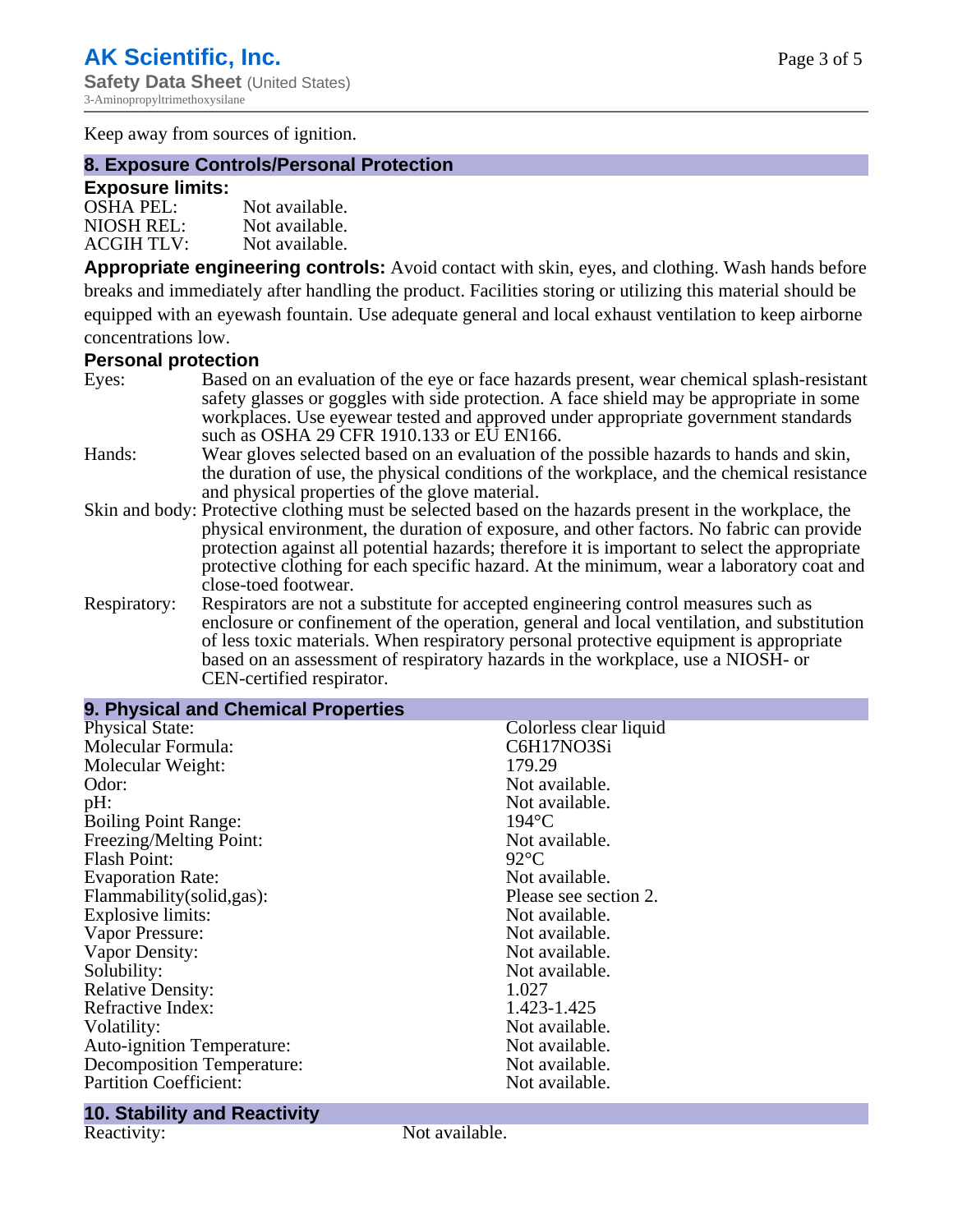Keep away from sources of ignition.

## 8. Exposure Controls/Personal Protection

### Exposure limits:

| | |
|---|---|
| OSHA PEL: | Not available. |
| NIOSH REL: | Not available. |
| ACGIH TLV: | Not available. |

**Appropriate engineering controls:** Avoid contact with skin, eyes, and clothing. Wash hands before breaks and immediately after handling the product. Facilities storing or utilizing this material should be equipped with an eyewash fountain. Use adequate general and local exhaust ventilation to keep airborne concentrations low.

### Personal protection

| | |
|---|---|
| Eyes: | Based on an evaluation of the eye or face hazards present, wear chemical splash-resistant safety glasses or goggles with side protection. A face shield may be appropriate in some workplaces. Use eyewear tested and approved under appropriate government standards such as OSHA 29 CFR 1910.133 or EU EN166. |
| Hands: | Wear gloves selected based on an evaluation of the possible hazards to hands and skin, the duration of use, the physical conditions of the workplace, and the chemical resistance and physical properties of the glove material. |
| Skin and body: | Protective clothing must be selected based on the hazards present in the workplace, the physical environment, the duration of exposure, and other factors. No fabric can provide protection against all potential hazards; therefore it is important to select the appropriate protective clothing for each specific hazard. At the minimum, wear a laboratory coat and close-toed footwear. |
| Respiratory: | Respirators are not a substitute for accepted engineering control measures such as enclosure or confinement of the operation, general and local ventilation, and substitution of less toxic materials. When respiratory personal protective equipment is appropriate based on an assessment of respiratory hazards in the workplace, use a NIOSH- or CEN-certified respirator. |

## 9. Physical and Chemical Properties

| | |
|---|---|
| Physical State: | Colorless clear liquid |
| Molecular Formula: | C6H17NO3Si |
| Molecular Weight: | 179.29 |
| Odor: | Not available. |
| pH: | Not available. |
| Boiling Point Range: | 194°C |
| Freezing/Melting Point: | Not available. |
| Flash Point: | 92°C |
| Evaporation Rate: | Not available. |
| Flammability(solid,gas): | Please see section 2. |
| Explosive limits: | Not available. |
| Vapor Pressure: | Not available. |
| Vapor Density: | Not available. |
| Solubility: | Not available. |
| Relative Density: | 1.027 |
| Refractive Index: | 1.423-1.425 |
| Volatility: | Not available. |
| Auto-ignition Temperature: | Not available. |
| Decomposition Temperature: | Not available. |
| Partition Coefficient: | Not available. |

## 10. Stability and Reactivity

| | |
|---|---|
| Reactivity: | Not available. |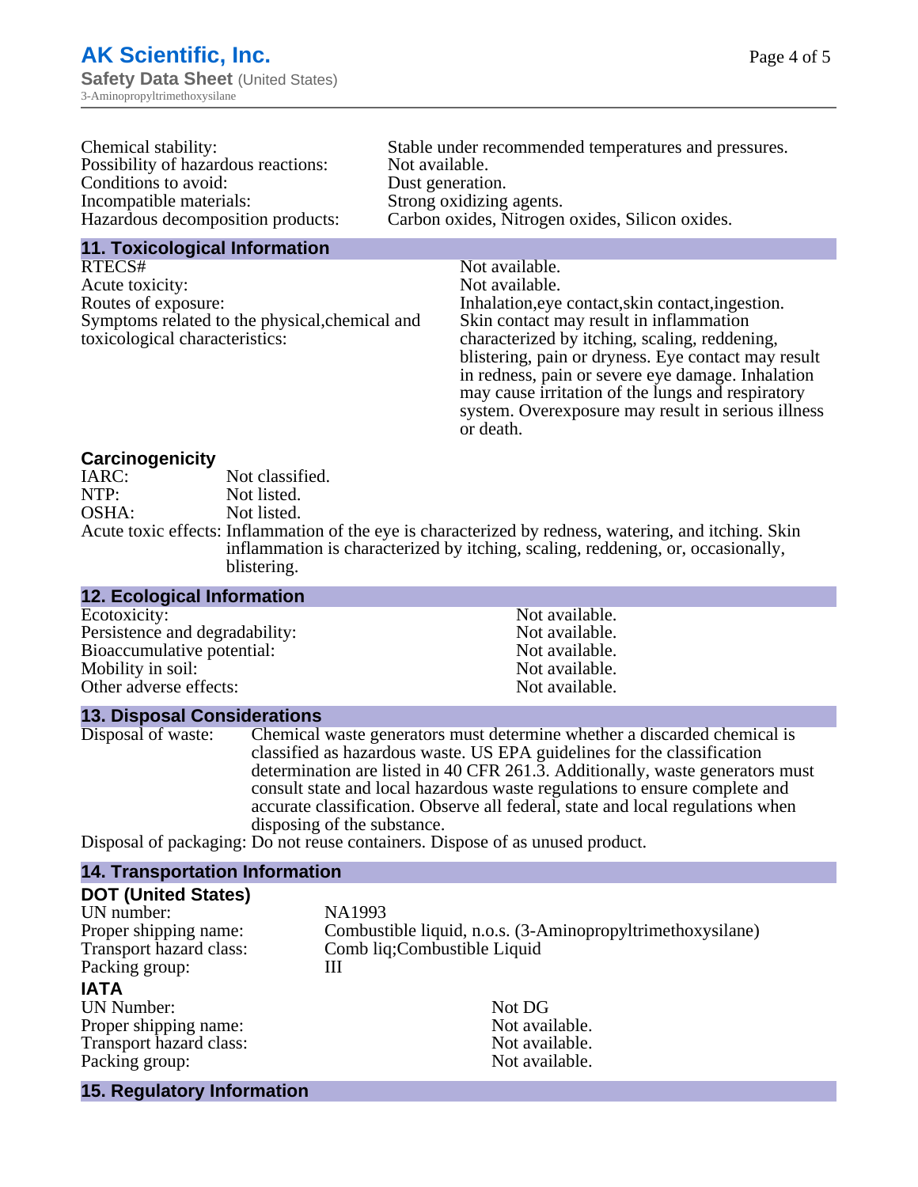| | |
|---|---|
| Chemical stability: | Stable under recommended temperatures and pressures. |
| Possibility of hazardous reactions: | Not available. |
| Conditions to avoid: | Dust generation. |
| Incompatible materials: | Strong oxidizing agents. |
| Hazardous decomposition products: | Carbon oxides, Nitrogen oxides, Silicon oxides. |

## 11. Toxicological Information

| | |
|---|---|
| RTECS# | Not available. |
| Acute toxicity: | Not available. |
| Routes of exposure: | Inhalation,eye contact,skin contact,ingestion. |
| Symptoms related to the physical,chemical and toxicological characteristics: | Skin contact may result in inflammation characterized by itching, scaling, reddening, blistering, pain or dryness. Eye contact may result in redness, pain or severe eye damage. Inhalation may cause irritation of the lungs and respiratory system. Overexposure may result in serious illness or death. |

### Carcinogenicity

| | |
|---|---|
| IARC: | Not classified. |
| NTP: | Not listed. |
| OSHA: | Not listed. |
| Acute toxic effects: | Inflammation of the eye is characterized by redness, watering, and itching. Skin inflammation is characterized by itching, scaling, reddening, or, occasionally, blistering. |

## 12. Ecological Information

| | |
|---|---|
| Ecotoxicity: | Not available. |
| Persistence and degradability: | Not available. |
| Bioaccumulative potential: | Not available. |
| Mobility in soil: | Not available. |
| Other adverse effects: | Not available. |

## 13. Disposal Considerations

| | |
|---|---|
| Disposal of waste: | Chemical waste generators must determine whether a discarded chemical is classified as hazardous waste. US EPA guidelines for the classification determination are listed in 40 CFR 261.3. Additionally, waste generators must consult state and local hazardous waste regulations to ensure complete and accurate classification. Observe all federal, state and local regulations when disposing of the substance. |
| Disposal of packaging: | Do not reuse containers. Dispose of as unused product. |

## 14. Transportation Information

### DOT (United States)

| | |
|---|---|
| UN number: | NA1993 |
| Proper shipping name: | Combustible liquid, n.o.s. (3-Aminopropyltrimethoxysilane) |
| Transport hazard class: | Comb liq;Combustible Liquid |
| Packing group: | III |

### IATA

| | |
|---|---|
| UN Number: | Not DG |
| Proper shipping name: | Not available. |
| Transport hazard class: | Not available. |
| Packing group: | Not available. |

## 15. Regulatory Information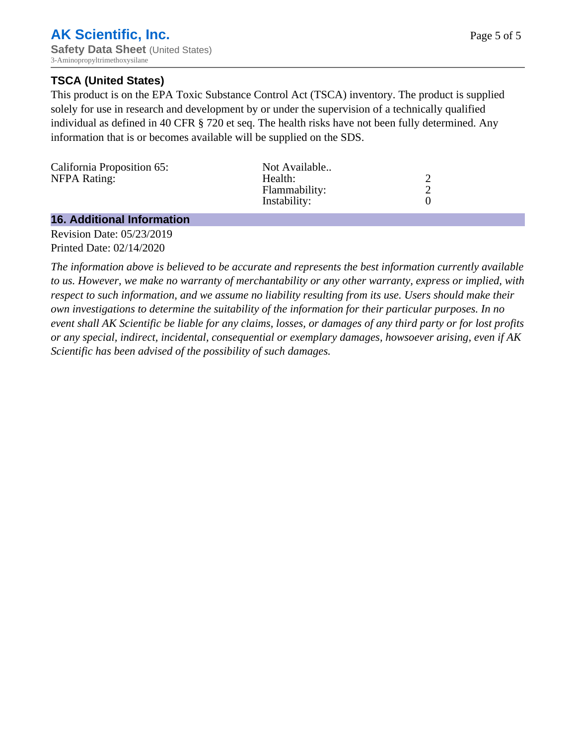### TSCA (United States)

This product is on the EPA Toxic Substance Control Act (TSCA) inventory. The product is supplied solely for use in research and development by or under the supervision of a technically qualified individual as defined in 40 CFR § 720 et seq. The health risks have not been fully determined. Any information that is or becomes available will be supplied on the SDS.

| | | |
|---|---|---|
| California Proposition 65: | Not Available.. | |
| NFPA Rating: | Health: | 2 |
| | Flammability: | 2 |
| | Instability: | 0 |

## 16. Additional Information

Revision Date: 05/23/2019
Printed Date: 02/14/2020

*The information above is believed to be accurate and represents the best information currently available to us. However, we make no warranty of merchantability or any other warranty, express or implied, with respect to such information, and we assume no liability resulting from its use. Users should make their own investigations to determine the suitability of the information for their particular purposes. In no event shall AK Scientific be liable for any claims, losses, or damages of any third party or for lost profits or any special, indirect, incidental, consequential or exemplary damages, howsoever arising, even if AK Scientific has been advised of the possibility of such damages.*